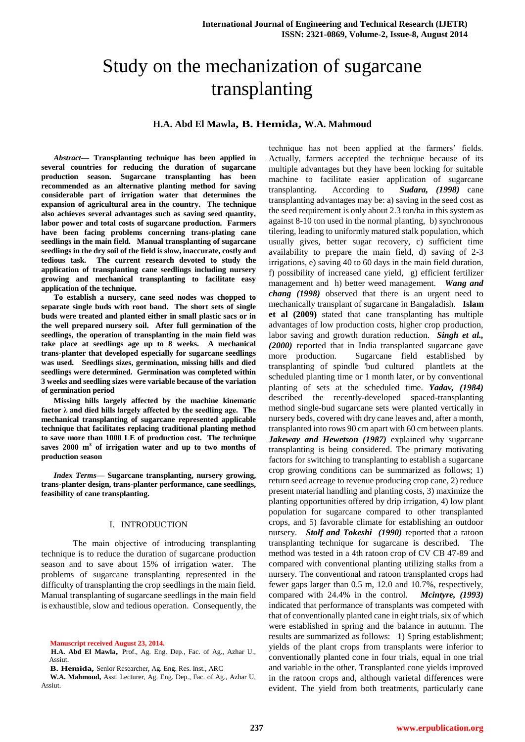# Study on the mechanization of sugarcane transplanting

**H.A. Abd El Mawla, B. Hemida, W.A. Mahmoud**

***Abstract*— Transplanting technique has been applied in several countries for reducing the duration of sugarcane production season. Sugarcane transplanting has been recommended as an alternative planting method for saving considerable part of irrigation water that determines the expansion of agricultural area in the country. The technique also achieves several advantages such as saving seed quantity, labor power and total costs of sugarcane production. Farmers have been facing problems concerning trans-plating cane seedlings in the main field. Manual transplanting of sugarcane seedlings in the dry soil of the field is slow, inaccurate, costly and tedious task. The current research devoted to study the application of transplanting cane seedlings including nursery growing and mechanical transplanting to facilitate easy application of the technique.**

**To establish a nursery, cane seed nodes was chopped to separate single buds with root band. The short sets of single buds were treated and planted either in small plastic sacs or in the well prepared nursery soil. After full germination of the seedlings, the operation of transplanting in the main field was take place at seedlings age up to 8 weeks. A mechanical trans-planter that developed especially for sugarcane seedlings was used. Seedlings sizes, germination, missing hills and died seedlings were determined. Germination was completed within 3 weeks and seedling sizes were variable because of the variation of germination period**

**Missing hills largely affected by the machine kinematic factor λ and died hills largely affected by the seedling age. The mechanical transplanting of sugarcane represented applicable technique that facilitates replacing traditional planting method to save more than 1000 LE of production cost. The technique saves 2000 m$^3$ of irrigation water and up to two months of production season**

***Index Terms*— Sugarcane transplanting, nursery growing, trans-planter design, trans-planter performance, cane seedlings, feasibility of cane transplanting.**

## I. INTRODUCTION

The main objective of introducing transplanting technique is to reduce the duration of sugarcane production season and to save about 15% of irrigation water. The problems of sugarcane transplanting represented in the difficulty of transplanting the crop seedlings in the main field. Manual transplanting of sugarcane seedlings in the main field is exhaustible, slow and tedious operation. Consequently, the technique has not been applied at the farmers' fields. Actually, farmers accepted the technique because of its multiple advantages but they have been locking for suitable machine to facilitate easier application of sugarcane transplanting. According to ***Sudara, (1998)*** cane transplanting advantages may be: a) saving in the seed cost as the seed requirement is only about 2.3 ton/ha in this system as against 8-10 ton used in the normal planting, b) synchronous tilering, leading to uniformly matured stalk population, which usually gives, better sugar recovery, c) sufficient time availability to prepare the main field, d) saving of 2-3 irrigations, e) saving 40 to 60 days in the main field duration, f) possibility of increased cane yield, g) efficient fertilizer management and h) better weed management. ***Wang and chang (1998)*** observed that there is an urgent need to mechanically transplant of sugarcane in Bangaladish. **Islam et al (2009)** stated that cane transplanting has multiple advantages of low production costs, higher crop production, labor saving and growth duration reduction. ***Singh et al., (2000)*** reported that in India transplanted sugarcane gave more production. Sugarcane field established by transplanting of spindle 'bud cultured plantlets at the scheduled planting time or 1 month later, or by conventional planting of sets at the scheduled time. ***Yadav, (1984)*** described the recently-developed spaced-transplanting method single-bud sugarcane sets were planted vertically in nursery beds, covered with dry cane leaves and, after a month, transplanted into rows 90 cm apart with 60 cm between plants. ***Jakeway and Hewetson (1987)*** explained why sugarcane transplanting is being considered. The primary motivating factors for switching to transplanting to establish a sugarcane crop growing conditions can be summarized as follows; 1) return seed acreage to revenue producing crop cane, 2) reduce present material handling and planting costs, 3) maximize the planting opportunities offered by drip irrigation, 4) low plant population for sugarcane compared to other transplanted crops, and 5) favorable climate for establishing an outdoor nursery. ***Stolf and Tokeshi (1990)*** reported that a ratoon transplanting technique for sugarcane is described. The method was tested in a 4th ratoon crop of CV CB 47-89 and compared with conventional planting utilizing stalks from a nursery. The conventional and ratoon transplanted crops had fewer gaps larger than 0.5 m, 12.0 and 10.7%, respectively, compared with 24.4% in the control. ***Mcintyre, (1993)*** indicated that performance of transplants was competed with that of conventionally planted cane in eight trials, six of which were established in spring and the balance in autumn. The results are summarized as follows: 1) Spring establishment; yields of the plant crops from transplants were inferior to conventionally planted cone in four trials, equal in one trial and variable in the other. Transplanted cone yields improved in the ratoon crops and, although varietal differences were evident. The yield from both treatments, particularly cane

---

Manuscript received August 23, 2014.

**H.A. Abd El Mawla,** Prof., Ag. Eng. Dep., Fac. of Ag., Azhar U., Assiut.

**B. Hemida,** Senior Researcher, Ag. Eng. Res. Inst., ARC

**W.A. Mahmoud,** Asst. Lecturer, Ag. Eng. Dep., Fac. of Ag., Azhar U, Assiut.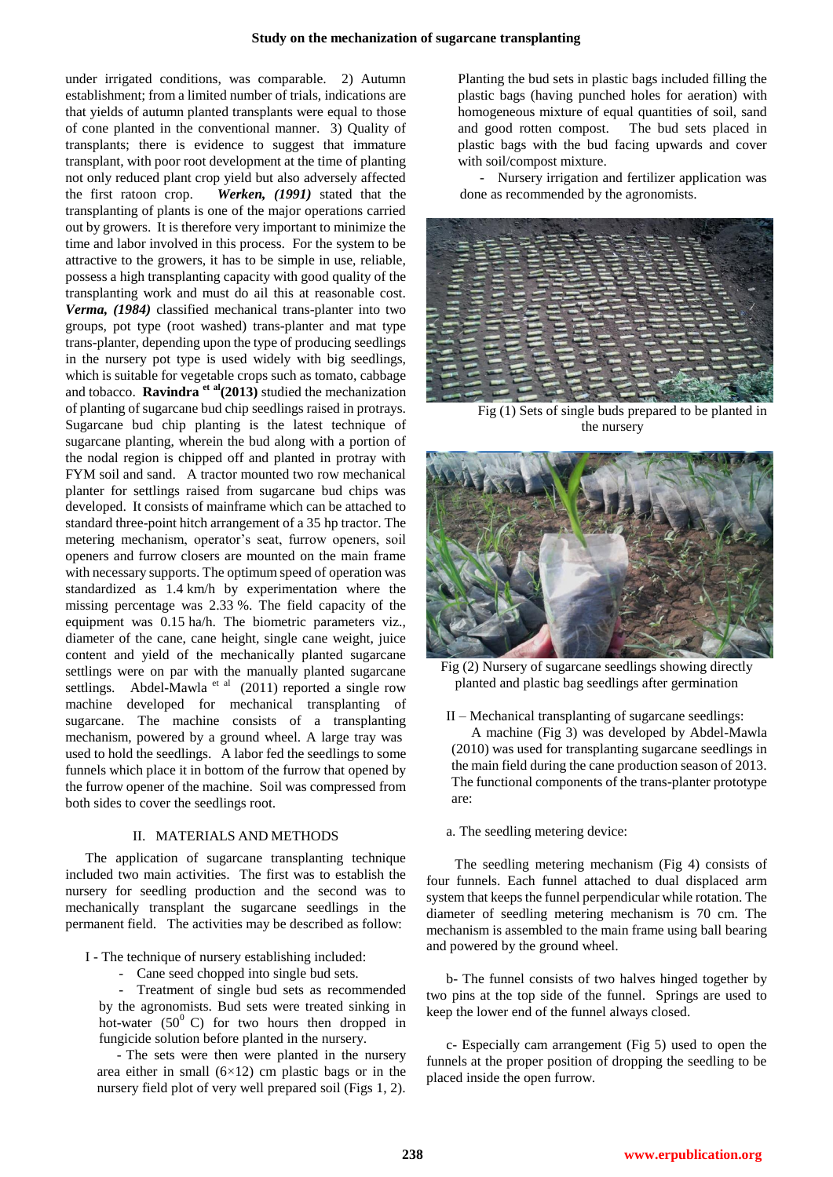under irrigated conditions, was comparable. 2) Autumn establishment; from a limited number of trials, indications are that yields of autumn planted transplants were equal to those of cone planted in the conventional manner. 3) Quality of transplants; there is evidence to suggest that immature transplant, with poor root development at the time of planting not only reduced plant crop yield but also adversely affected the first ratoon crop. ***Werken, (1991)*** stated that the transplanting of plants is one of the major operations carried out by growers. It is therefore very important to minimize the time and labor involved in this process. For the system to be attractive to the growers, it has to be simple in use, reliable, possess a high transplanting capacity with good quality of the transplanting work and must do ail this at reasonable cost. ***Verma, (1984)*** classified mechanical trans-planter into two groups, pot type (root washed) trans-planter and mat type trans-planter, depending upon the type of producing seedlings in the nursery pot type is used widely with big seedlings, which is suitable for vegetable crops such as tomato, cabbage and tobacco. **Ravindra [et al] (2013)** studied the mechanization of planting of sugarcane bud chip seedlings raised in protrays. Sugarcane bud chip planting is the latest technique of sugarcane planting, wherein the bud along with a portion of the nodal region is chipped off and planted in protray with FYM soil and sand. A tractor mounted two row mechanical planter for settlings raised from sugarcane bud chips was developed. It consists of mainframe which can be attached to standard three-point hitch arrangement of a 35 hp tractor. The metering mechanism, operator's seat, furrow openers, soil openers and furrow closers are mounted on the main frame with necessary supports. The optimum speed of operation was standardized as 1.4 km/h by experimentation where the missing percentage was 2.33 %. The field capacity of the equipment was 0.15 ha/h. The biometric parameters viz., diameter of the cane, cane height, single cane weight, juice content and yield of the mechanically planted sugarcane settlings were on par with the manually planted sugarcane settlings. Abdel-Mawla [et al] (2011) reported a single row machine developed for mechanical transplanting of sugarcane. The machine consists of a transplanting mechanism, powered by a ground wheel. A large tray was used to hold the seedlings. A labor fed the seedlings to some funnels which place it in bottom of the furrow that opened by the furrow opener of the machine. Soil was compressed from both sides to cover the seedlings root.

## II. MATERIALS AND METHODS

The application of sugarcane transplanting technique included two main activities. The first was to establish the nursery for seedling production and the second was to mechanically transplant the sugarcane seedlings in the permanent field. The activities may be described as follow:

I - The technique of nursery establishing included:

- Cane seed chopped into single bud sets.
- Treatment of single bud sets as recommended by the agronomists. Bud sets were treated sinking in hot-water ($50^0$ C) for two hours then dropped in fungicide solution before planted in the nursery.
- The sets were then were planted in the nursery area either in small (6×12) cm plastic bags or in the nursery field plot of very well prepared soil (Figs 1, 2).

Planting the bud sets in plastic bags included filling the plastic bags (having punched holes for aeration) with homogeneous mixture of equal quantities of soil, sand and good rotten compost. The bud sets placed in plastic bags with the bud facing upwards and cover with soil/compost mixture.

- Nursery irrigation and fertilizer application was done as recommended by the agronomists.

Fig (1) Sets of single buds prepared to be planted in the nursery

Fig (2) Nursery of sugarcane seedlings showing directly planted and plastic bag seedlings after germination

II – Mechanical transplanting of sugarcane seedlings:

A machine (Fig 3) was developed by Abdel-Mawla (2010) was used for transplanting sugarcane seedlings in the main field during the cane production season of 2013. The functional components of the trans-planter prototype are:

a. The seedling metering device:

The seedling metering mechanism (Fig 4) consists of four funnels. Each funnel attached to dual displaced arm system that keeps the funnel perpendicular while rotation. The diameter of seedling metering mechanism is 70 cm. The mechanism is assembled to the main frame using ball bearing and powered by the ground wheel.

b- The funnel consists of two halves hinged together by two pins at the top side of the funnel. Springs are used to keep the lower end of the funnel always closed.

c- Especially cam arrangement (Fig 5) used to open the funnels at the proper position of dropping the seedling to be placed inside the open furrow.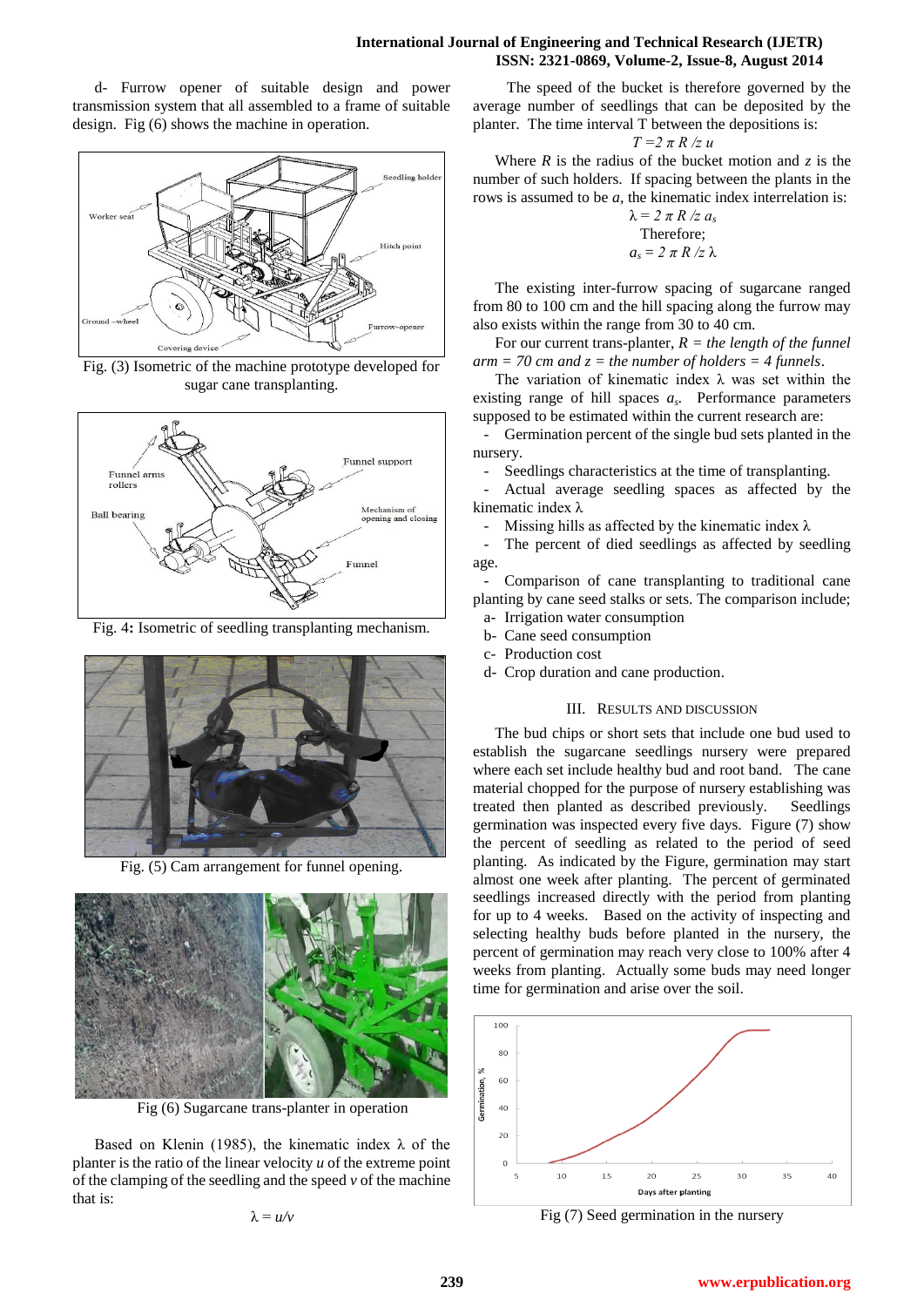d- Furrow opener of suitable design and power transmission system that all assembled to a frame of suitable design. Fig (6) shows the machine in operation.

Fig. (3) Isometric of the machine prototype developed for sugar cane transplanting.

Fig. 4: Isometric of seedling transplanting mechanism.

Fig. (5) Cam arrangement for funnel opening.

Fig (6) Sugarcane trans-planter in operation

Based on Klenin (1985), the kinematic index λ of the planter is the ratio of the linear velocity $u$ of the extreme point of the clamping of the seedling and the speed $v$ of the machine that is:

$$\lambda = u/v$$

The speed of the bucket is therefore governed by the average number of seedlings that can be deposited by the planter. The time interval T between the depositions is:

$$T = 2\pi R / z u$$

Where $R$ is the radius of the bucket motion and $z$ is the number of such holders. If spacing between the plants in the rows is assumed to be $a$, the kinematic index interrelation is:

$$\lambda = 2\pi R / z a_s$$

Therefore;

$$a_s = 2\pi R / z \lambda$$

The existing inter-furrow spacing of sugarcane ranged from 80 to 100 cm and the hill spacing along the furrow may also exists within the range from 30 to 40 cm.

For our current trans-planter, *R = the length of the funnel arm = 70 cm and z = the number of holders = 4 funnels*.

The variation of kinematic index λ was set within the existing range of hill spaces $a_s$. Performance parameters supposed to be estimated within the current research are:

- Germination percent of the single bud sets planted in the nursery.
- Seedlings characteristics at the time of transplanting.
- Actual average seedling spaces as affected by the kinematic index λ
- Missing hills as affected by the kinematic index λ
- The percent of died seedlings as affected by seedling age.
- Comparison of cane transplanting to traditional cane planting by cane seed stalks or sets. The comparison include;
  - a- Irrigation water consumption
  - b- Cane seed consumption
  - c- Production cost
  - d- Crop duration and cane production.

## III. Results and Discussion

The bud chips or short sets that include one bud used to establish the sugarcane seedlings nursery were prepared where each set include healthy bud and root band. The cane material chopped for the purpose of nursery establishing was treated then planted as described previously. Seedlings germination was inspected every five days. Figure (7) show the percent of seedling as related to the period of seed planting. As indicated by the Figure, germination may start almost one week after planting. The percent of germinated seedlings increased directly with the period from planting for up to 4 weeks. Based on the activity of inspecting and selecting healthy buds before planted in the nursery, the percent of germination may reach very close to 100% after 4 weeks from planting. Actually some buds may need longer time for germination and arise over the soil.

Fig (7) Seed germination in the nursery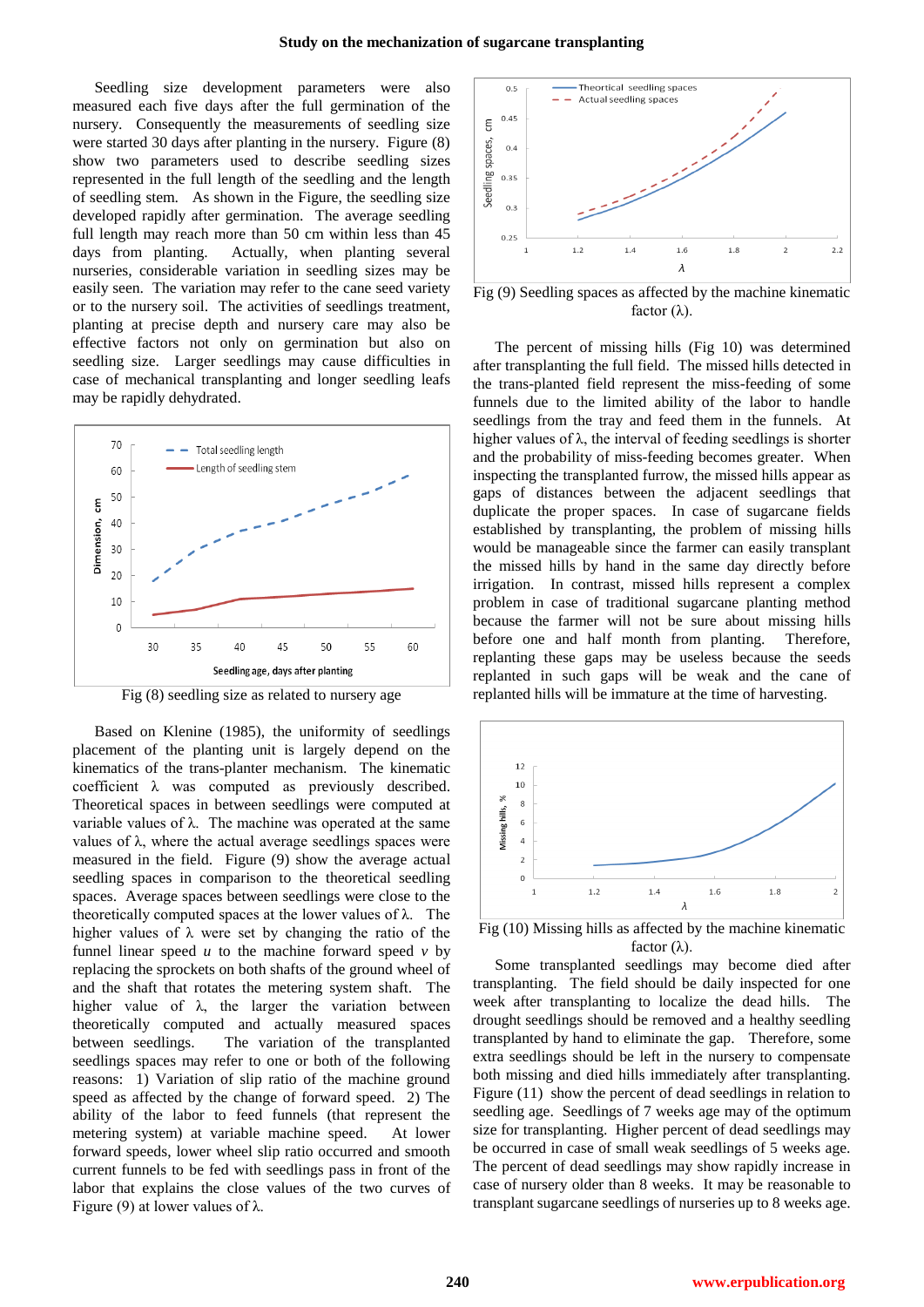Seedling size development parameters were also measured each five days after the full germination of the nursery. Consequently the measurements of seedling size were started 30 days after planting in the nursery. Figure (8) show two parameters used to describe seedling sizes represented in the full length of the seedling and the length of seedling stem. As shown in the Figure, the seedling size developed rapidly after germination. The average seedling full length may reach more than 50 cm within less than 45 days from planting. Actually, when planting several nurseries, considerable variation in seedling sizes may be easily seen. The variation may refer to the cane seed variety or to the nursery soil. The activities of seedlings treatment, planting at precise depth and nursery care may also be effective factors not only on germination but also on seedling size. Larger seedlings may cause difficulties in case of mechanical transplanting and longer seedling leafs may be rapidly dehydrated.

Fig (8) seedling size as related to nursery age

Based on Klenine (1985), the uniformity of seedlings placement of the planting unit is largely depend on the kinematics of the trans-planter mechanism. The kinematic coefficient λ was computed as previously described. Theoretical spaces in between seedlings were computed at variable values of λ. The machine was operated at the same values of λ, where the actual average seedlings spaces were measured in the field. Figure (9) show the average actual seedling spaces in comparison to the theoretical seedling spaces. Average spaces between seedlings were close to the theoretically computed spaces at the lower values of λ. The higher values of λ were set by changing the ratio of the funnel linear speed *u* to the machine forward speed *v* by replacing the sprockets on both shafts of the ground wheel of and the shaft that rotates the metering system shaft. The higher value of λ, the larger the variation between theoretically computed and actually measured spaces between seedlings. The variation of the transplanted seedlings spaces may refer to one or both of the following reasons: 1) Variation of slip ratio of the machine ground speed as affected by the change of forward speed. 2) The ability of the labor to feed funnels (that represent the metering system) at variable machine speed. At lower forward speeds, lower wheel slip ratio occurred and smooth current funnels to be fed with seedlings pass in front of the labor that explains the close values of the two curves of Figure (9) at lower values of λ.

Fig (9) Seedling spaces as affected by the machine kinematic factor (λ).

The percent of missing hills (Fig 10) was determined after transplanting the full field. The missed hills detected in the trans-planted field represent the miss-feeding of some funnels due to the limited ability of the labor to handle seedlings from the tray and feed them in the funnels. At higher values of λ, the interval of feeding seedlings is shorter and the probability of miss-feeding becomes greater. When inspecting the transplanted furrow, the missed hills appear as gaps of distances between the adjacent seedlings that duplicate the proper spaces. In case of sugarcane fields established by transplanting, the problem of missing hills would be manageable since the farmer can easily transplant the missed hills by hand in the same day directly before irrigation. In contrast, missed hills represent a complex problem in case of traditional sugarcane planting method because the farmer will not be sure about missing hills before one and half month from planting. Therefore, replanting these gaps may be useless because the seeds replanted in such gaps will be weak and the cane of replanted hills will be immature at the time of harvesting.

Fig (10) Missing hills as affected by the machine kinematic factor (λ).

Some transplanted seedlings may become died after transplanting. The field should be daily inspected for one week after transplanting to localize the dead hills. The drought seedlings should be removed and a healthy seedling transplanted by hand to eliminate the gap. Therefore, some extra seedlings should be left in the nursery to compensate both missing and died hills immediately after transplanting. Figure (11) show the percent of dead seedlings in relation to seedling age. Seedlings of 7 weeks age may of the optimum size for transplanting. Higher percent of dead seedlings may be occurred in case of small weak seedlings of 5 weeks age. The percent of dead seedlings may show rapidly increase in case of nursery older than 8 weeks. It may be reasonable to transplant sugarcane seedlings of nurseries up to 8 weeks age.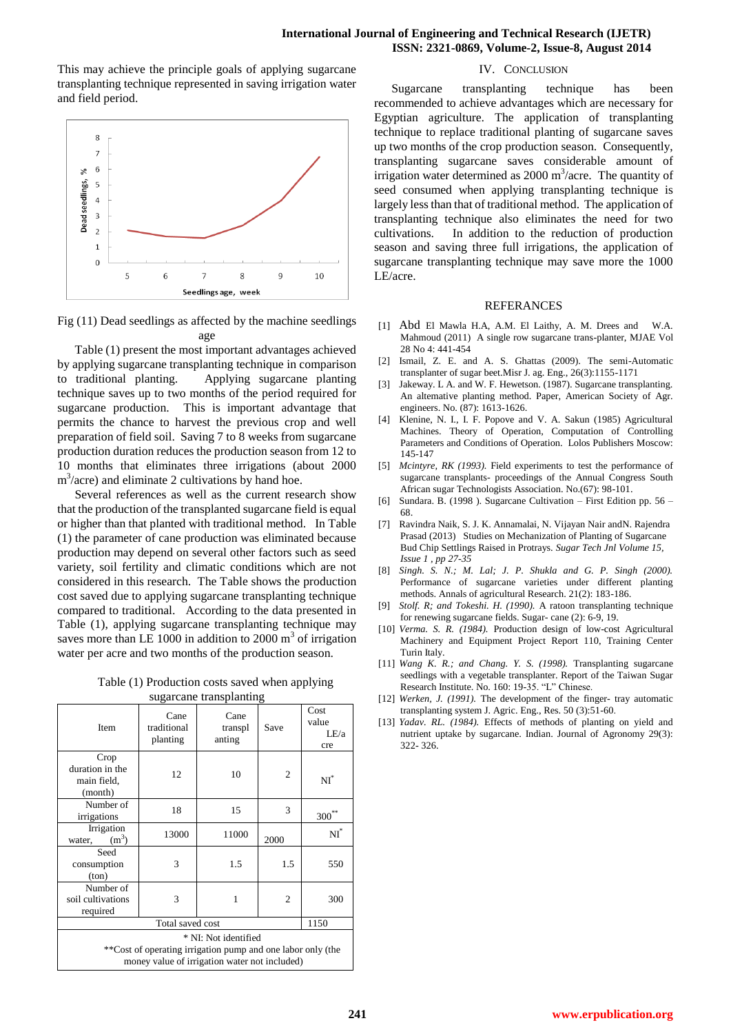This may achieve the principle goals of applying sugarcane transplanting technique represented in saving irrigation water and field period.

Dead seedlings, %

8
7
6
5
4
3
2
1
0

5 6 7 8 9 10

Seedlings age, week

Fig (11) Dead seedlings as affected by the machine seedlings age

Table (1) present the most important advantages achieved by applying sugarcane transplanting technique in comparison to traditional planting. Applying sugarcane planting technique saves up to two months of the period required for sugarcane production. This is important advantage that permits the chance to harvest the previous crop and well preparation of field soil. Saving 7 to 8 weeks from sugarcane production duration reduces the production season from 12 to 10 months that eliminates three irrigations (about 2000 $m^3$/acre) and eliminate 2 cultivations by hand hoe.

Several references as well as the current research show that the production of the transplanted sugarcane field is equal or higher than that planted with traditional method. In Table (1) the parameter of cane production was eliminated because production may depend on several other factors such as seed variety, soil fertility and climatic conditions which are not considered in this research. The Table shows the production cost saved due to applying sugarcane transplanting technique compared to traditional. According to the data presented in Table (1), applying sugarcane transplanting technique may saves more than LE 1000 in addition to 2000 $m^3$ of irrigation water per acre and two months of the production season.

Table (1) Production costs saved when applying sugarcane transplanting

| Item | Cane traditional planting | Cane transplanting | Save | Cost value LE/acre |
|---|---|---|---|---|
| Crop duration in the main field, (month) | 12 | 10 | 2 | NI* |
| Number of irrigations | 18 | 15 | 3 | 300** |
| Irrigation water, ($m^3$) | 13000 | 11000 | 2000 | NI* |
| Seed consumption (ton) | 3 | 1.5 | 1.5 | 550 |
| Number of soil cultivations required | 3 | 1 | 2 | 300 |
| Total saved cost | | | | 1150 |

\* NI: Not identified

**Cost of operating irrigation pump and one labor only (the money value of irrigation water not included)

## IV. Conclusion

Sugarcane transplanting technique has been recommended to achieve advantages which are necessary for Egyptian agriculture. The application of transplanting technique to replace traditional planting of sugarcane saves up two months of the crop production season. Consequently, transplanting sugarcane saves considerable amount of irrigation water determined as 2000 $m^3$/acre. The quantity of seed consumed when applying transplanting technique is largely less than that of traditional method. The application of transplanting technique also eliminates the need for two cultivations. In addition to the reduction of production season and saving three full irrigations, the application of sugarcane transplanting technique may save more the 1000 LE/acre.

## REFERANCES

[1] Abd El Mawla H.A, A.M. El Laithy, A. M. Drees and W.A. Mahmoud (2011) A single row sugarcane trans-planter, MJAE Vol 28 No 4: 441-454

[2] Ismail, Z. E. and A. S. Ghattas (2009). The semi-Automatic transplanter of sugar beet.Misr J. ag. Eng., 26(3):1155-1171

[3] Jakeway. L A. and W. F. Hewetson. (1987). Sugarcane transplanting. An altemative planting method. Paper, American Society of Agr. engineers. No. (87): 1613-1626.

[4] Klenine, N. I., I. F. Popove and V. A. Sakun (1985) Agricultural Machines. Theory of Operation, Computation of Controlling Parameters and Conditions of Operation. Lolos Publishers Moscow: 145-147

[5] *Mcintyre, RK (1993).* Field experiments to test the performance of sugarcane transplants- proceedings of the Annual Congress South African sugar Technologists Association. No.(67): 98-101.

[6] Sundara. B. (1998 ). Sugarcane Cultivation – First Edition pp. 56 – 68.

[7] Ravindra Naik, S. J. K. Annamalai, N. Vijayan Nair andN. Rajendra Prasad (2013) Studies on Mechanization of Planting of Sugarcane Bud Chip Settlings Raised in Protrays. *Sugar Tech Jnl Volume 15, Issue 1 , pp 27-35*

[8] *Singh. S. N.; M. Lal; J. P. Shukla and G. P. Singh (2000).* Performance of sugarcane varieties under different planting methods. Annals of agricultural Research. 21(2): 183-186.

[9] *Stolf. R; and Tokeshi. H. (1990).* A ratoon transplanting technique for renewing sugarcane fields. Sugar- cane (2): 6-9, 19.

[10] *Verma. S. R. (1984).* Production design of low-cost Agricultural Machinery and Equipment Project Report 110, Training Center Turin Italy.

[11] *Wang K. R.; and Chang. Y. S. (1998).* Transplanting sugarcane seedlings with a vegetable transplanter. Report of the Taiwan Sugar Research Institute. No. 160: 19-35. "L" Chinese.

[12] *Werken, J. (1991).* The development of the finger- tray automatic transplanting system J. Agric. Eng., Res. 50 (3):51-60.

[13] *Yadav. RL. (1984).* Effects of methods of planting on yield and nutrient uptake by sugarcane. Indian. Journal of Agronomy 29(3): 322- 326.